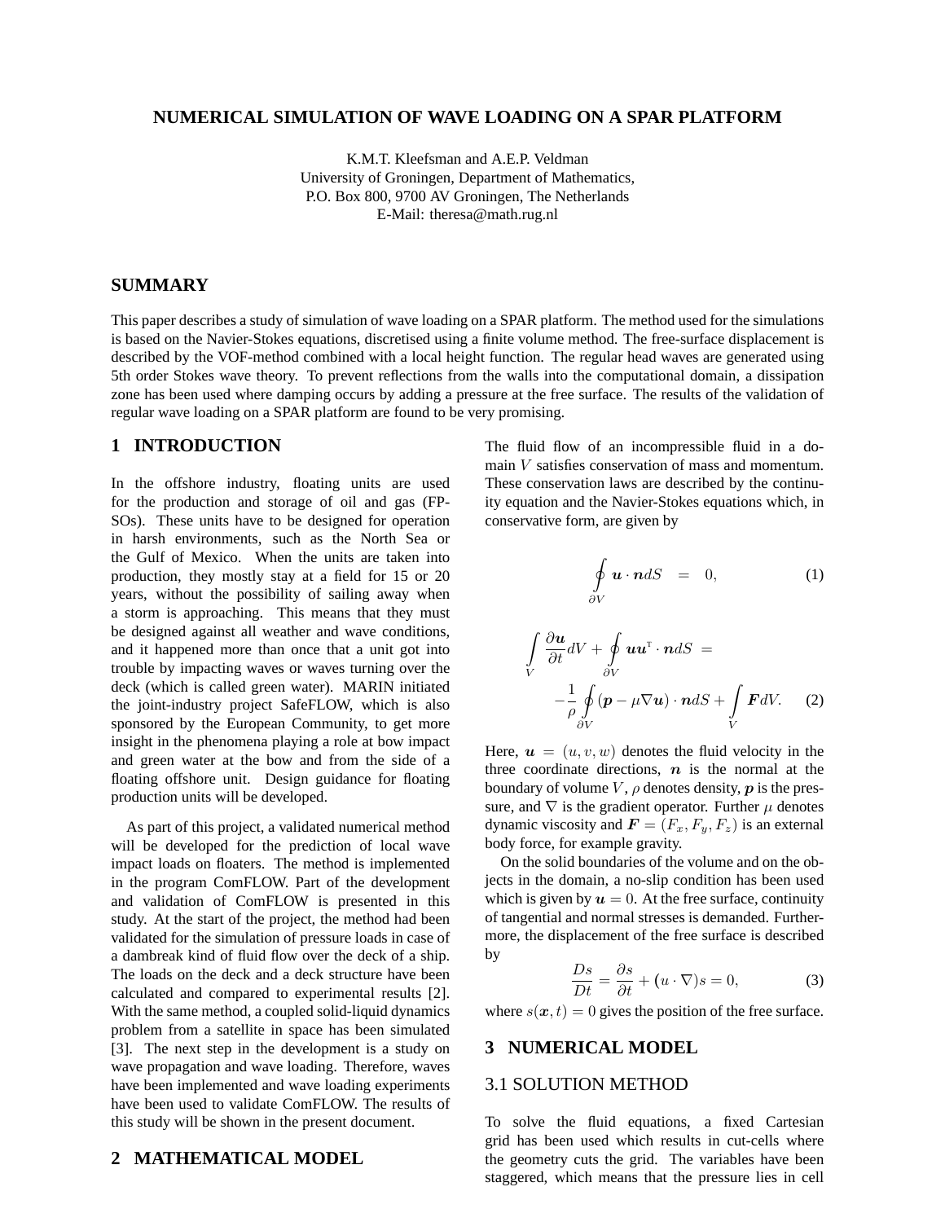# NUMERICAL SIMULATION OF WAVE LOADING ON A SPAR PLATFORM

K.M.T. Kleefsman and A.E.P. Veldman
University of Groningen, Department of Mathematics,
P.O. Box 800, 9700 AV Groningen, The Netherlands
E-Mail: theresa@math.rug.nl

## SUMMARY

This paper describes a study of simulation of wave loading on a SPAR platform. The method used for the simulations is based on the Navier-Stokes equations, discretised using a finite volume method. The free-surface displacement is described by the VOF-method combined with a local height function. The regular head waves are generated using 5th order Stokes wave theory. To prevent reflections from the walls into the computational domain, a dissipation zone has been used where damping occurs by adding a pressure at the free surface. The results of the validation of regular wave loading on a SPAR platform are found to be very promising.

## 1 INTRODUCTION

In the offshore industry, floating units are used for the production and storage of oil and gas (FPSOs). These units have to be designed for operation in harsh environments, such as the North Sea or the Gulf of Mexico. When the units are taken into production, they mostly stay at a field for 15 or 20 years, without the possibility of sailing away when a storm is approaching. This means that they must be designed against all weather and wave conditions, and it happened more than once that a unit got into trouble by impacting waves or waves turning over the deck (which is called green water). MARIN initiated the joint-industry project SafeFLOW, which is also sponsored by the European Community, to get more insight in the phenomena playing a role at bow impact and green water at the bow and from the side of a floating offshore unit. Design guidance for floating production units will be developed.

As part of this project, a validated numerical method will be developed for the prediction of local wave impact loads on floaters. The method is implemented in the program ComFLOW. Part of the development and validation of ComFLOW is presented in this study. At the start of the project, the method had been validated for the simulation of pressure loads in case of a dambreak kind of fluid flow over the deck of a ship. The loads on the deck and a deck structure have been calculated and compared to experimental results [2]. With the same method, a coupled solid-liquid dynamics problem from a satellite in space has been simulated [3]. The next step in the development is a study on wave propagation and wave loading. Therefore, waves have been implemented and wave loading experiments have been used to validate ComFLOW. The results of this study will be shown in the present document.

## 2 MATHEMATICAL MODEL

The fluid flow of an incompressible fluid in a domain $V$ satisfies conservation of mass and momentum. These conservation laws are described by the continuity equation and the Navier-Stokes equations which, in conservative form, are given by

$$\oint_{\partial V} \boldsymbol{u} \cdot \boldsymbol{n} dS \quad = \quad 0, \tag{1}$$

$$\int_V \frac{\partial \boldsymbol{u}}{\partial t} dV + \oint_{\partial V} \boldsymbol{u}\boldsymbol{u}^{\mathrm{T}} \cdot \boldsymbol{n} dS \; = \; -\frac{1}{\rho} \oint_{\partial V} (\boldsymbol{p} - \mu \nabla \boldsymbol{u}) \cdot \boldsymbol{n} dS + \int_V \boldsymbol{F} dV. \tag{2}$$

Here, $\boldsymbol{u} = (u, v, w)$ denotes the fluid velocity in the three coordinate directions, $\boldsymbol{n}$ is the normal at the boundary of volume $V$, $\rho$ denotes density, $\boldsymbol{p}$ is the pressure, and $\nabla$ is the gradient operator. Further $\mu$ denotes dynamic viscosity and $\boldsymbol{F} = (F_x, F_y, F_z)$ is an external body force, for example gravity.

On the solid boundaries of the volume and on the objects in the domain, a no-slip condition has been used which is given by $\boldsymbol{u} = 0$. At the free surface, continuity of tangential and normal stresses is demanded. Furthermore, the displacement of the free surface is described by

$$\frac{Ds}{Dt} = \frac{\partial s}{\partial t} + (u \cdot \nabla) s = 0, \tag{3}$$

where $s(\boldsymbol{x}, t) = 0$ gives the position of the free surface.

## 3 NUMERICAL MODEL

### 3.1 SOLUTION METHOD

To solve the fluid equations, a fixed Cartesian grid has been used which results in cut-cells where the geometry cuts the grid. The variables have been staggered, which means that the pressure lies in cell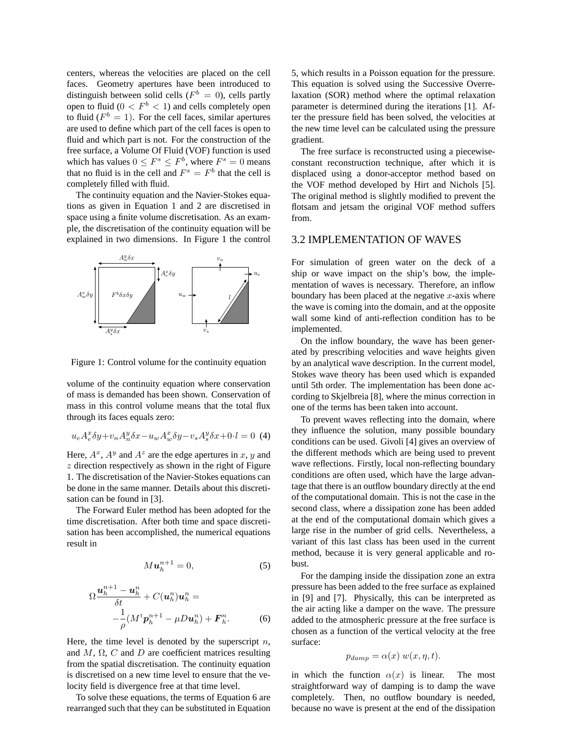centers, whereas the velocities are placed on the cell faces. Geometry apertures have been introduced to distinguish between solid cells ($F^b = 0$), cells partly open to fluid ($0 < F^b < 1$) and cells completely open to fluid ($F^b = 1$). For the cell faces, similar apertures are used to define which part of the cell faces is open to fluid and which part is not. For the construction of the free surface, a Volume Of Fluid (VOF) function is used which has values $0 \leq F^s \leq F^b$, where $F^s = 0$ means that no fluid is in the cell and $F^s = F^b$ that the cell is completely filled with fluid.

The continuity equation and the Navier-Stokes equations as given in Equation 1 and 2 are discretised in space using a finite volume discretisation. As an example, the discretisation of the continuity equation will be explained in two dimensions. In Figure 1 the control volume of the continuity equation where conservation of mass is demanded has been shown. Conservation of mass in this control volume means that the total flux through its faces equals zero:

Figure 1: Control volume for the continuity equation

$$u_e A_e^x \delta y + v_n A_n^y \delta x - u_w A_w^x \delta y - v_s A_s^y \delta x + 0 \cdot l = 0 \quad (4)$$

Here, $A^x$, $A^y$ and $A^z$ are the edge apertures in $x$, $y$ and $z$ direction respectively as shown in the right of Figure 1. The discretisation of the Navier-Stokes equations can be done in the same manner. Details about this discretisation can be found in [3].

The Forward Euler method has been adopted for the time discretisation. After both time and space discretisation has been accomplished, the numerical equations result in

$$M\boldsymbol{u}_h^{n+1} = 0, \quad (5)$$

$$\Omega \frac{\boldsymbol{u}_h^{n+1} - \boldsymbol{u}_h^n}{\delta t} + C(\boldsymbol{u}_h^n)\boldsymbol{u}_h^n = -\frac{1}{\rho}(M^{\mathrm{T}}\boldsymbol{p}_h^{n+1} - \mu D\boldsymbol{u}_h^n) + \boldsymbol{F}_h^n. \quad (6)$$

Here, the time level is denoted by the superscript $n$, and $M$, $\Omega$, $C$ and $D$ are coefficient matrices resulting from the spatial discretisation. The continuity equation is discretised on a new time level to ensure that the velocity field is divergence free at that time level.

To solve these equations, the terms of Equation 6 are rearranged such that they can be substituted in Equation 5, which results in a Poisson equation for the pressure. This equation is solved using the Successive Overrelaxation (SOR) method where the optimal relaxation parameter is determined during the iterations [1]. After the pressure field has been solved, the velocities at the new time level can be calculated using the pressure gradient.

The free surface is reconstructed using a piecewise-constant reconstruction technique, after which it is displaced using a donor-acceptor method based on the VOF method developed by Hirt and Nichols [5]. The original method is slightly modified to prevent the flotsam and jetsam the original VOF method suffers from.

## 3.2 IMPLEMENTATION OF WAVES

For simulation of green water on the deck of a ship or wave impact on the ship's bow, the implementation of waves is necessary. Therefore, an inflow boundary has been placed at the negative $x$-axis where the wave is coming into the domain, and at the opposite wall some kind of anti-reflection condition has to be implemented.

On the inflow boundary, the wave has been generated by prescribing velocities and wave heights given by an analytical wave description. In the current model, Stokes wave theory has been used which is expanded until 5th order. The implementation has been done according to Skjelbreia [8], where the minus correction in one of the terms has been taken into account.

To prevent waves reflecting into the domain, where they influence the solution, many possible boundary conditions can be used. Givoli [4] gives an overview of the different methods which are being used to prevent wave reflections. Firstly, local non-reflecting boundary conditions are often used, which have the large advantage that there is an outflow boundary directly at the end of the computational domain. This is not the case in the second class, where a dissipation zone has been added at the end of the computational domain which gives a large rise in the number of grid cells. Nevertheless, a variant of this last class has been used in the current method, because it is very general applicable and robust.

For the damping inside the dissipation zone an extra pressure has been added to the free surface as explained in [9] and [7]. Physically, this can be interpreted as the air acting like a damper on the wave. The pressure added to the atmospheric pressure at the free surface is chosen as a function of the vertical velocity at the free surface:

$$p_{damp} = \alpha(x)\, w(x, \eta, t).$$

in which the function $\alpha(x)$ is linear. The most straightforward way of damping is to damp the wave completely. Then, no outflow boundary is needed, because no wave is present at the end of the dissipation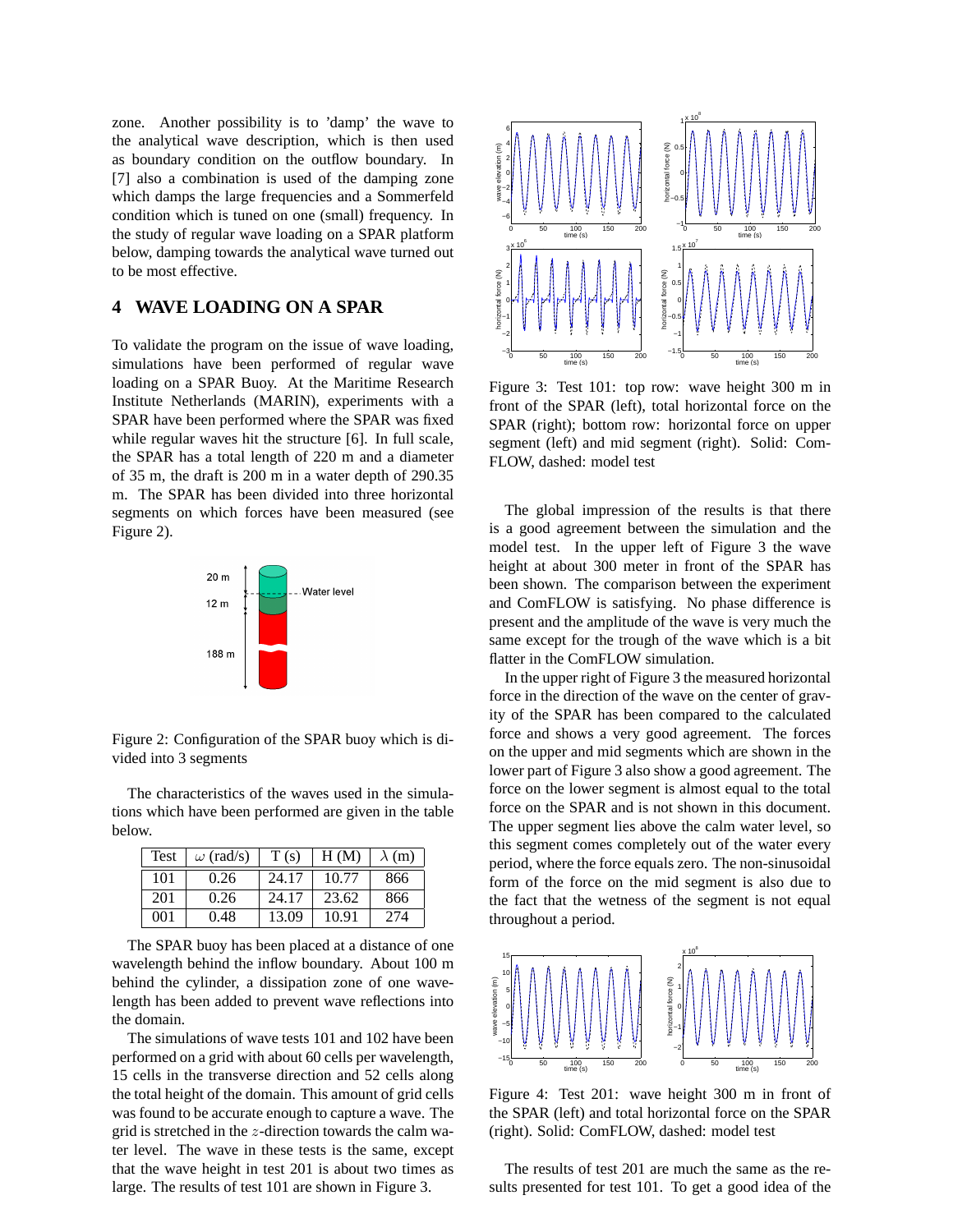zone. Another possibility is to 'damp' the wave to the analytical wave description, which is then used as boundary condition on the outflow boundary. In [7] also a combination is used of the damping zone which damps the large frequencies and a Sommerfeld condition which is tuned on one (small) frequency. In the study of regular wave loading on a SPAR platform below, damping towards the analytical wave turned out to be most effective.

## 4 WAVE LOADING ON A SPAR

To validate the program on the issue of wave loading, simulations have been performed of regular wave loading on a SPAR Buoy. At the Maritime Research Institute Netherlands (MARIN), experiments with a SPAR have been performed where the SPAR was fixed while regular waves hit the structure [6]. In full scale, the SPAR has a total length of 220 m and a diameter of 35 m, the draft is 200 m in a water depth of 290.35 m. The SPAR has been divided into three horizontal segments on which forces have been measured (see Figure 2).

Figure 2: Configuration of the SPAR buoy which is divided into 3 segments

The characteristics of the waves used in the simulations which have been performed are given in the table below.

| Test | $\omega$ (rad/s) | T (s) | H (M) | $\lambda$ (m) |
|---|---|---|---|---|
| 101 | 0.26 | 24.17 | 10.77 | 866 |
| 201 | 0.26 | 24.17 | 23.62 | 866 |
| 001 | 0.48 | 13.09 | 10.91 | 274 |

The SPAR buoy has been placed at a distance of one wavelength behind the inflow boundary. About 100 m behind the cylinder, a dissipation zone of one wavelength has been added to prevent wave reflections into the domain.

The simulations of wave tests 101 and 102 have been performed on a grid with about 60 cells per wavelength, 15 cells in the transverse direction and 52 cells along the total height of the domain. This amount of grid cells was found to be accurate enough to capture a wave. The grid is stretched in the $z$-direction towards the calm water level. The wave in these tests is the same, except that the wave height in test 201 is about two times as large. The results of test 101 are shown in Figure 3.

Figure 3: Test 101: top row: wave height 300 m in front of the SPAR (left), total horizontal force on the SPAR (right); bottom row: horizontal force on upper segment (left) and mid segment (right). Solid: ComFLOW, dashed: model test

The global impression of the results is that there is a good agreement between the simulation and the model test. In the upper left of Figure 3 the wave height at about 300 meter in front of the SPAR has been shown. The comparison between the experiment and ComFLOW is satisfying. No phase difference is present and the amplitude of the wave is very much the same except for the trough of the wave which is a bit flatter in the ComFLOW simulation.

In the upper right of Figure 3 the measured horizontal force in the direction of the wave on the center of gravity of the SPAR has been compared to the calculated force and shows a very good agreement. The forces on the upper and mid segments which are shown in the lower part of Figure 3 also show a good agreement. The force on the lower segment is almost equal to the total force on the SPAR and is not shown in this document. The upper segment lies above the calm water level, so this segment comes completely out of the water every period, where the force equals zero. The non-sinusoidal form of the force on the mid segment is also due to the fact that the wetness of the segment is not equal throughout a period.

Figure 4: Test 201: wave height 300 m in front of the SPAR (left) and total horizontal force on the SPAR (right). Solid: ComFLOW, dashed: model test

The results of test 201 are much the same as the results presented for test 101. To get a good idea of the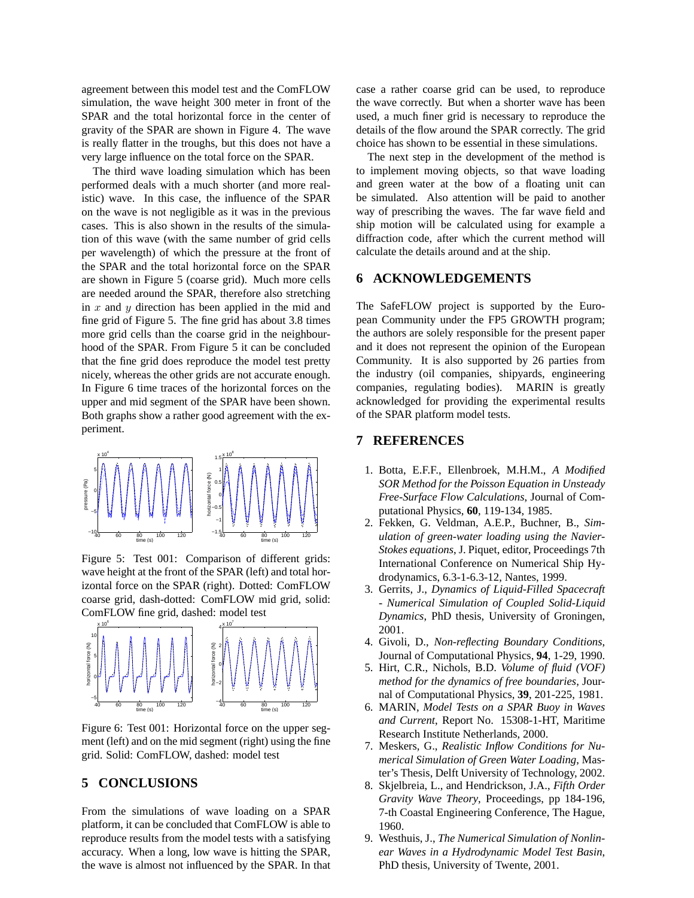agreement between this model test and the ComFLOW simulation, the wave height 300 meter in front of the SPAR and the total horizontal force in the center of gravity of the SPAR are shown in Figure 4. The wave is really flatter in the troughs, but this does not have a very large influence on the total force on the SPAR.

The third wave loading simulation which has been performed deals with a much shorter (and more realistic) wave. In this case, the influence of the SPAR on the wave is not negligible as it was in the previous cases. This is also shown in the results of the simulation of this wave (with the same number of grid cells per wavelength) of which the pressure at the front of the SPAR and the total horizontal force on the SPAR are shown in Figure 5 (coarse grid). Much more cells are needed around the SPAR, therefore also stretching in $x$ and $y$ direction has been applied in the mid and fine grid of Figure 5. The fine grid has about 3.8 times more grid cells than the coarse grid in the neighbourhood of the SPAR. From Figure 5 it can be concluded that the fine grid does reproduce the model test pretty nicely, whereas the other grids are not accurate enough. In Figure 6 time traces of the horizontal forces on the upper and mid segment of the SPAR have been shown. Both graphs show a rather good agreement with the experiment.

x 10^4
pressure (Pa)
5
0
−5
−10
40 60 80 100 120
time (s)

x 10^8
horizontal force (N)
1.5
1
0.5
0
−0.5
−1
−1.5
40 60 80 100 120
time (s)

Figure 5: Test 001: Comparison of different grids: wave height at the front of the SPAR (left) and total horizontal force on the SPAR (right). Dotted: ComFLOW coarse grid, dash-dotted: ComFLOW mid grid, solid: ComFLOW fine grid, dashed: model test

x 10^6
horizontal force (N)
10
5
0
−5
40 60 80 100 120
time (s)

x 10^7
horizontal force (N)
4
2
0
−2
−4
40 60 80 100 120
time (s)

Figure 6: Test 001: Horizontal force on the upper segment (left) and on the mid segment (right) using the fine grid. Solid: ComFLOW, dashed: model test

## 5 CONCLUSIONS

From the simulations of wave loading on a SPAR platform, it can be concluded that ComFLOW is able to reproduce results from the model tests with a satisfying accuracy. When a long, low wave is hitting the SPAR, the wave is almost not influenced by the SPAR. In that case a rather coarse grid can be used, to reproduce the wave correctly. But when a shorter wave has been used, a much finer grid is necessary to reproduce the details of the flow around the SPAR correctly. The grid choice has shown to be essential in these simulations.

The next step in the development of the method is to implement moving objects, so that wave loading and green water at the bow of a floating unit can be simulated. Also attention will be paid to another way of prescribing the waves. The far wave field and ship motion will be calculated using for example a diffraction code, after which the current method will calculate the details around and at the ship.

## 6 ACKNOWLEDGEMENTS

The SafeFLOW project is supported by the European Community under the FP5 GROWTH program; the authors are solely responsible for the present paper and it does not represent the opinion of the European Community. It is also supported by 26 parties from the industry (oil companies, shipyards, engineering companies, regulating bodies). MARIN is greatly acknowledged for providing the experimental results of the SPAR platform model tests.

## 7 REFERENCES

1. Botta, E.F.F., Ellenbroek, M.H.M., *A Modified SOR Method for the Poisson Equation in Unsteady Free-Surface Flow Calculations*, Journal of Computational Physics, **60**, 119-134, 1985.
2. Fekken, G. Veldman, A.E.P., Buchner, B., *Simulation of green-water loading using the Navier-Stokes equations*, J. Piquet, editor, Proceedings 7th International Conference on Numerical Ship Hydrodynamics, 6.3-1-6.3-12, Nantes, 1999.
3. Gerrits, J., *Dynamics of Liquid-Filled Spacecraft - Numerical Simulation of Coupled Solid-Liquid Dynamics*, PhD thesis, University of Groningen, 2001.
4. Givoli, D., *Non-reflecting Boundary Conditions*, Journal of Computational Physics, **94**, 1-29, 1990.
5. Hirt, C.R., Nichols, B.D. *Volume of fluid (VOF) method for the dynamics of free boundaries*, Journal of Computational Physics, **39**, 201-225, 1981.
6. MARIN, *Model Tests on a SPAR Buoy in Waves and Current*, Report No. 15308-1-HT, Maritime Research Institute Netherlands, 2000.
7. Meskers, G., *Realistic Inflow Conditions for Numerical Simulation of Green Water Loading*, Master's Thesis, Delft University of Technology, 2002.
8. Skjelbreia, L., and Hendrickson, J.A., *Fifth Order Gravity Wave Theory*, Proceedings, pp 184-196, 7-th Coastal Engineering Conference, The Hague, 1960.
9. Westhuis, J., *The Numerical Simulation of Nonlinear Waves in a Hydrodynamic Model Test Basin*, PhD thesis, University of Twente, 2001.